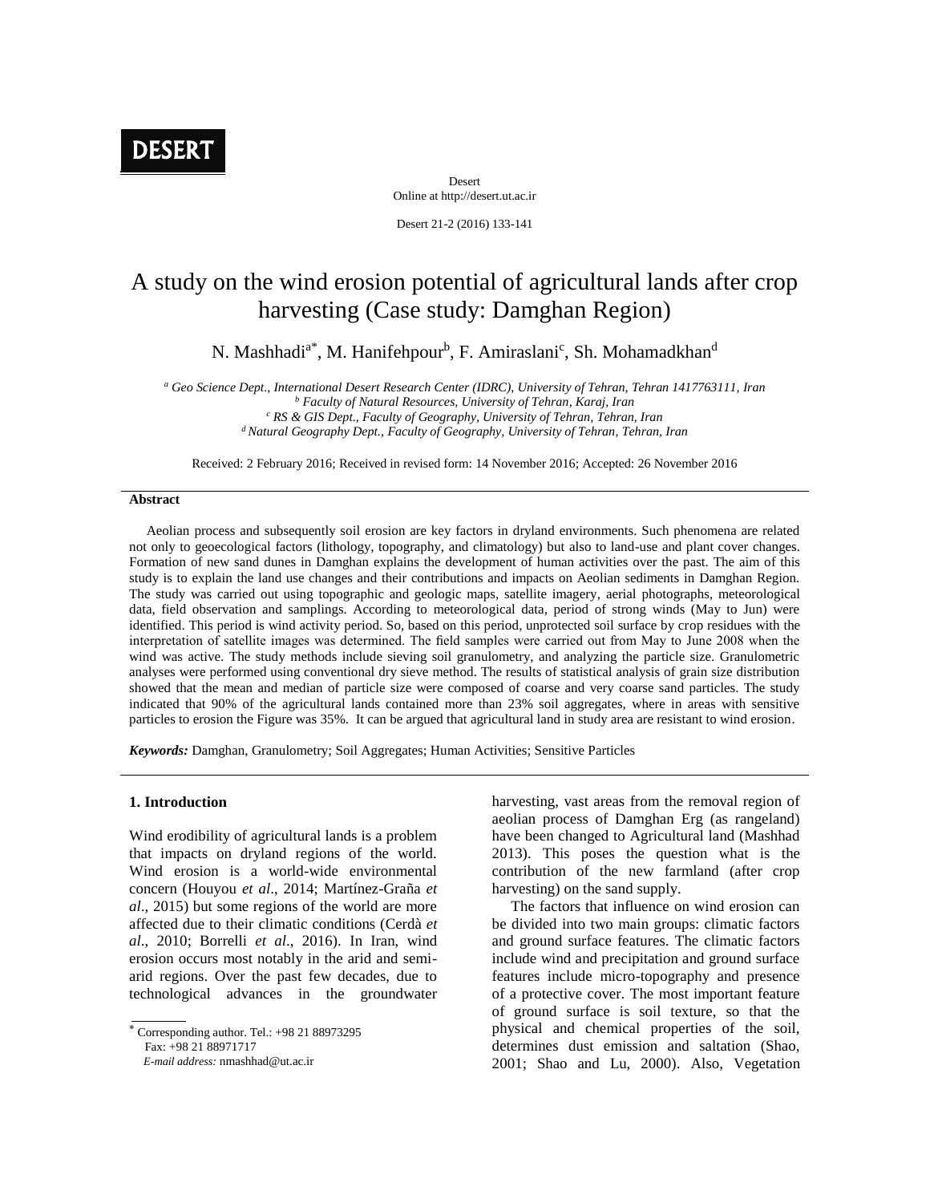# A study on the wind erosion potential of agricultural lands after crop harvesting (Case study: Damghan Region)

N. Mashhadi[a*], M. Hanifehpour[b], F. Amiraslani[c], Sh. Mohamadkhan[d]

[a] *Geo Science Dept., International Desert Research Center (IDRC), University of Tehran, Tehran 1417763111, Iran*
[b] *Faculty of Natural Resources, University of Tehran, Karaj, Iran*
[c] *RS & GIS Dept., Faculty of Geography, University of Tehran, Tehran, Iran*
[d] *Natural Geography Dept., Faculty of Geography, University of Tehran, Tehran, Iran*

Received: 2 February 2016; Received in revised form: 14 November 2016; Accepted: 26 November 2016

## Abstract

Aeolian process and subsequently soil erosion are key factors in dryland environments. Such phenomena are related not only to geoecological factors (lithology, topography, and climatology) but also to land-use and plant cover changes. Formation of new sand dunes in Damghan explains the development of human activities over the past. The aim of this study is to explain the land use changes and their contributions and impacts on Aeolian sediments in Damghan Region. The study was carried out using topographic and geologic maps, satellite imagery, aerial photographs, meteorological data, field observation and samplings. According to meteorological data, period of strong winds (May to Jun) were identified. This period is wind activity period. So, based on this period, unprotected soil surface by crop residues with the interpretation of satellite images was determined. The field samples were carried out from May to June 2008 when the wind was active. The study methods include sieving soil granulometry, and analyzing the particle size. Granulometric analyses were performed using conventional dry sieve method. The results of statistical analysis of grain size distribution showed that the mean and median of particle size were composed of coarse and very coarse sand particles. The study indicated that 90% of the agricultural lands contained more than 23% soil aggregates, where in areas with sensitive particles to erosion the Figure was 35%. It can be argued that agricultural land in study area are resistant to wind erosion.

***Keywords:*** Damghan, Granulometry; Soil Aggregates; Human Activities; Sensitive Particles

## 1. Introduction

Wind erodibility of agricultural lands is a problem that impacts on dryland regions of the world. Wind erosion is a world-wide environmental concern (Houyou *et al*., 2014; Martínez-Graña *et al*., 2015) but some regions of the world are more affected due to their climatic conditions (Cerdà *et al*., 2010; Borrelli *et al*., 2016). In Iran, wind erosion occurs most notably in the arid and semi-arid regions. Over the past few decades, due to technological advances in the groundwater harvesting, vast areas from the removal region of aeolian process of Damghan Erg (as rangeland) have been changed to Agricultural land (Mashhad 2013). This poses the question what is the contribution of the new farmland (after crop harvesting) on the sand supply.

The factors that influence on wind erosion can be divided into two main groups: climatic factors and ground surface features. The climatic factors include wind and precipitation and ground surface features include micro-topography and presence of a protective cover. The most important feature of ground surface is soil texture, so that the physical and chemical properties of the soil, determines dust emission and saltation (Shao, 2001; Shao and Lu, 2000). Also, Vegetation

* Corresponding author. Tel.: +98 21 88973295
Fax: +98 21 88971717
*E-mail address:* nmashhad@ut.ac.ir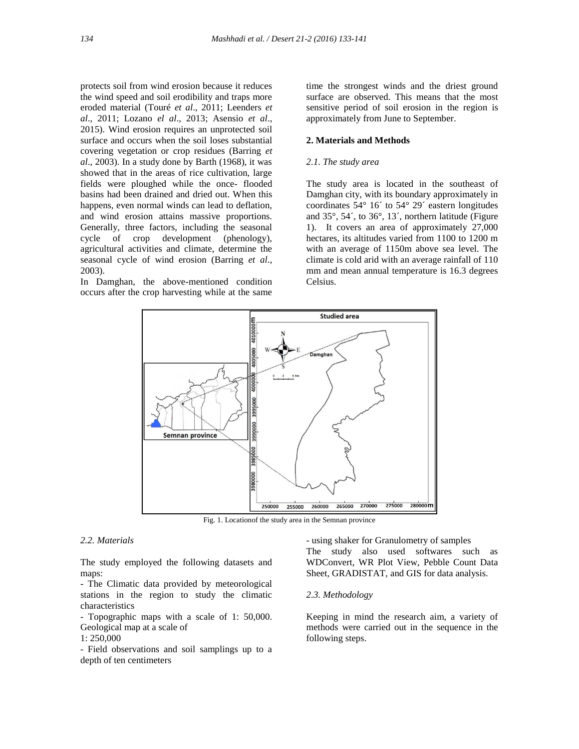protects soil from wind erosion because it reduces the wind speed and soil erodibility and traps more eroded material (Touré *et al*., 2011; Leenders *et al*., 2011; Lozano *el al*., 2013; Asensio *et al*., 2015). Wind erosion requires an unprotected soil surface and occurs when the soil loses substantial covering vegetation or crop residues (Barring *et al*., 2003). In a study done by Barth (1968), it was showed that in the areas of rice cultivation, large fields were ploughed while the once- flooded basins had been drained and dried out. When this happens, even normal winds can lead to deflation, and wind erosion attains massive proportions. Generally, three factors, including the seasonal cycle of crop development (phenology), agricultural activities and climate, determine the seasonal cycle of wind erosion (Barring *et al*., 2003).

In Damghan, the above-mentioned condition occurs after the crop harvesting while at the same time the strongest winds and the driest ground surface are observed. This means that the most sensitive period of soil erosion in the region is approximately from June to September.

## 2. Materials and Methods

### *2.1. The study area*

The study area is located in the southeast of Damghan city, with its boundary approximately in coordinates 54° 16´ to 54° 29´ eastern longitudes and 35°, 54´, to 36°, 13´, northern latitude (Figure 1). It covers an area of approximately 27,000 hectares, its altitudes varied from 1100 to 1200 m with an average of 1150m above sea level. The climate is cold arid with an average rainfall of 110 mm and mean annual temperature is 16.3 degrees Celsius.

Fig. 1. Locationof the study area in the Semnan province

### *2.2. Materials*

The study employed the following datasets and maps:

- The Climatic data provided by meteorological stations in the region to study the climatic characteristics
- Topographic maps with a scale of 1: 50,000. Geological map at a scale of 1: 250,000
- Field observations and soil samplings up to a depth of ten centimeters
- using shaker for Granulometry of samples

The study also used softwares such as WDConvert, WR Plot View, Pebble Count Data Sheet, GRADISTAT, and GIS for data analysis.

### *2.3. Methodology*

Keeping in mind the research aim, a variety of methods were carried out in the sequence in the following steps.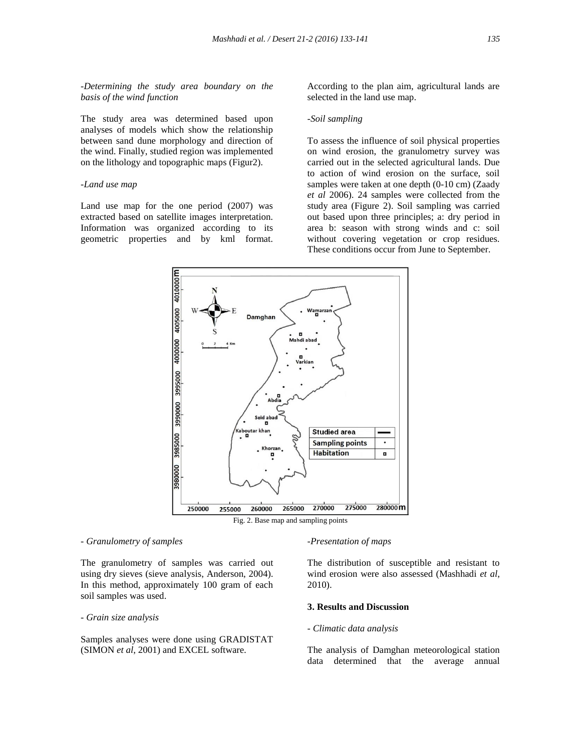*-Determining the study area boundary on the basis of the wind function*

The study area was determined based upon analyses of models which show the relationship between sand dune morphology and direction of the wind. Finally, studied region was implemented on the lithology and topographic maps (Figur2).

*-Land use map*

Land use map for the one period (2007) was extracted based on satellite images interpretation. Information was organized according to its geometric properties and by kml format. According to the plan aim, agricultural lands are selected in the land use map.

*-Soil sampling*

To assess the influence of soil physical properties on wind erosion, the granulometry survey was carried out in the selected agricultural lands. Due to action of wind erosion on the surface, soil samples were taken at one depth (0-10 cm) (Zaady *et al* 2006). 24 samples were collected from the study area (Figure 2). Soil sampling was carried out based upon three principles; a: dry period in area b: season with strong winds and c: soil without covering vegetation or crop residues. These conditions occur from June to September.

Fig. 2. Base map and sampling points

*- Granulometry of samples*

The granulometry of samples was carried out using dry sieves (sieve analysis, Anderson, 2004). In this method, approximately 100 gram of each soil samples was used.

*- Grain size analysis*

Samples analyses were done using GRADISTAT (SIMON *et al*, 2001) and EXCEL software.

*-Presentation of maps*

The distribution of susceptible and resistant to wind erosion were also assessed (Mashhadi *et al*, 2010).

**3. Results and Discussion**

*- Climatic data analysis*

The analysis of Damghan meteorological station data determined that the average annual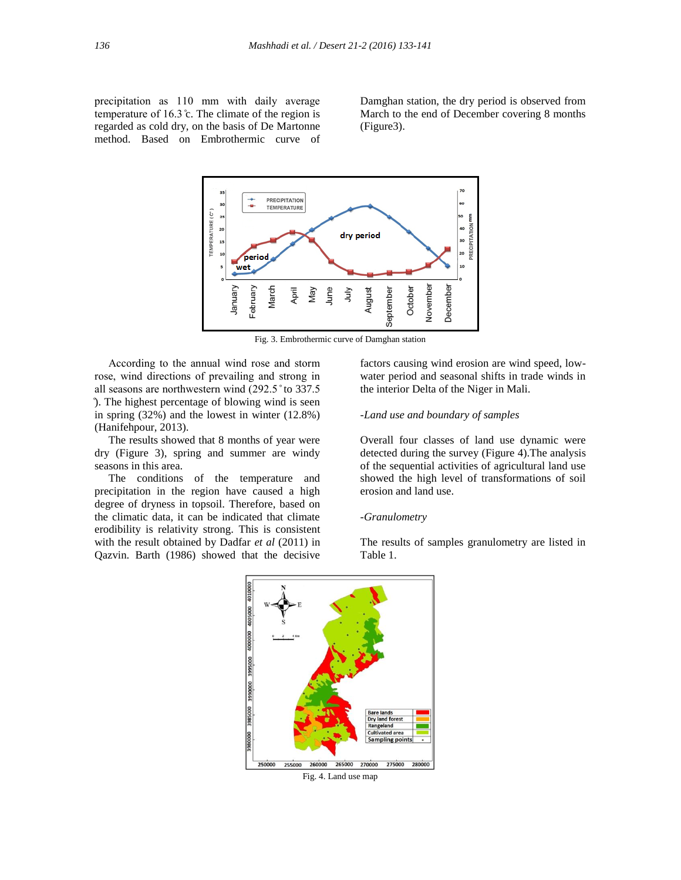precipitation as 110 mm with daily average temperature of 16.3 ℃. The climate of the region is regarded as cold dry, on the basis of De Martonne method. Based on Embrothermic curve of Damghan station, the dry period is observed from March to the end of December covering 8 months (Figure3).

Fig. 3. Embrothermic curve of Damghan station

According to the annual wind rose and storm rose, wind directions of prevailing and strong in all seasons are northwestern wind (292.5° to 337.5°). The highest percentage of blowing wind is seen in spring (32%) and the lowest in winter (12.8%) (Hanifehpour, 2013).

The results showed that 8 months of year were dry (Figure 3), spring and summer are windy seasons in this area.

The conditions of the temperature and precipitation in the region have caused a high degree of dryness in topsoil. Therefore, based on the climatic data, it can be indicated that climate erodibility is relativity strong. This is consistent with the result obtained by Dadfar *et al* (2011) in Qazvin. Barth (1986) showed that the decisive factors causing wind erosion are wind speed, low-water period and seasonal shifts in trade winds in the interior Delta of the Niger in Mali.

*-Land use and boundary of samples*

Overall four classes of land use dynamic were detected during the survey (Figure 4).The analysis of the sequential activities of agricultural land use showed the high level of transformations of soil erosion and land use.

*-Granulometry*

The results of samples granulometry are listed in Table 1.

Fig. 4. Land use map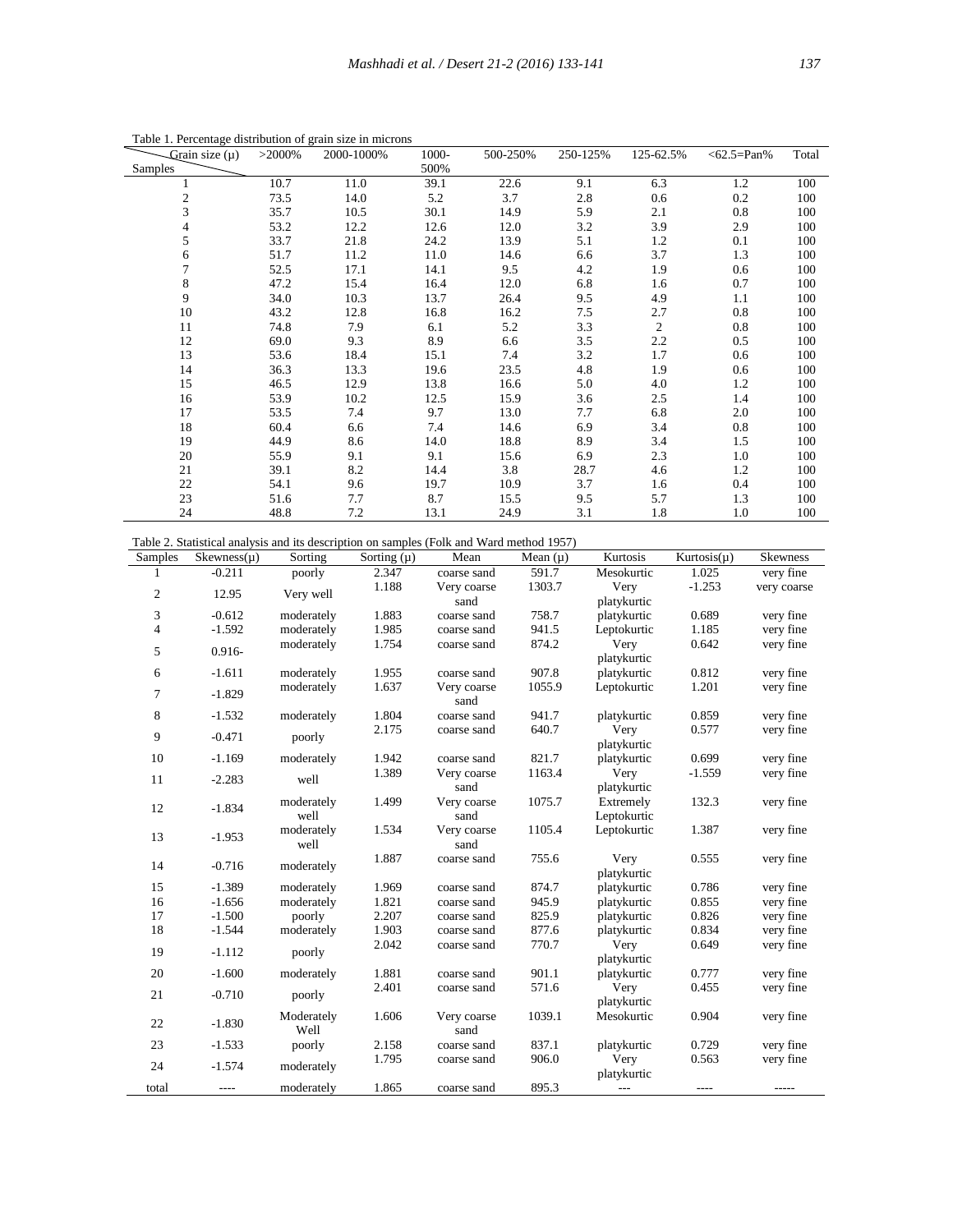Table 1. Percentage distribution of grain size in microns

| Grain size (µ) / Samples | >2000% | 2000-1000% | 1000-500% | 500-250% | 250-125% | 125-62.5% | <62.5=Pan% | Total |
|---|---|---|---|---|---|---|---|---|
| 1 | 10.7 | 11.0 | 39.1 | 22.6 | 9.1 | 6.3 | 1.2 | 100 |
| 2 | 73.5 | 14.0 | 5.2 | 3.7 | 2.8 | 0.6 | 0.2 | 100 |
| 3 | 35.7 | 10.5 | 30.1 | 14.9 | 5.9 | 2.1 | 0.8 | 100 |
| 4 | 53.2 | 12.2 | 12.6 | 12.0 | 3.2 | 3.9 | 2.9 | 100 |
| 5 | 33.7 | 21.8 | 24.2 | 13.9 | 5.1 | 1.2 | 0.1 | 100 |
| 6 | 51.7 | 11.2 | 11.0 | 14.6 | 6.6 | 3.7 | 1.3 | 100 |
| 7 | 52.5 | 17.1 | 14.1 | 9.5 | 4.2 | 1.9 | 0.6 | 100 |
| 8 | 47.2 | 15.4 | 16.4 | 12.0 | 6.8 | 1.6 | 0.7 | 100 |
| 9 | 34.0 | 10.3 | 13.7 | 26.4 | 9.5 | 4.9 | 1.1 | 100 |
| 10 | 43.2 | 12.8 | 16.8 | 16.2 | 7.5 | 2.7 | 0.8 | 100 |
| 11 | 74.8 | 7.9 | 6.1 | 5.2 | 3.3 | 2 | 0.8 | 100 |
| 12 | 69.0 | 9.3 | 8.9 | 6.6 | 3.5 | 2.2 | 0.5 | 100 |
| 13 | 53.6 | 18.4 | 15.1 | 7.4 | 3.2 | 1.7 | 0.6 | 100 |
| 14 | 36.3 | 13.3 | 19.6 | 23.5 | 4.8 | 1.9 | 0.6 | 100 |
| 15 | 46.5 | 12.9 | 13.8 | 16.6 | 5.0 | 4.0 | 1.2 | 100 |
| 16 | 53.9 | 10.2 | 12.5 | 15.9 | 3.6 | 2.5 | 1.4 | 100 |
| 17 | 53.5 | 7.4 | 9.7 | 13.0 | 7.7 | 6.8 | 2.0 | 100 |
| 18 | 60.4 | 6.6 | 7.4 | 14.6 | 6.9 | 3.4 | 0.8 | 100 |
| 19 | 44.9 | 8.6 | 14.0 | 18.8 | 8.9 | 3.4 | 1.5 | 100 |
| 20 | 55.9 | 9.1 | 9.1 | 15.6 | 6.9 | 2.3 | 1.0 | 100 |
| 21 | 39.1 | 8.2 | 14.4 | 3.8 | 28.7 | 4.6 | 1.2 | 100 |
| 22 | 54.1 | 9.6 | 19.7 | 10.9 | 3.7 | 1.6 | 0.4 | 100 |
| 23 | 51.6 | 7.7 | 8.7 | 15.5 | 9.5 | 5.7 | 1.3 | 100 |
| 24 | 48.8 | 7.2 | 13.1 | 24.9 | 3.1 | 1.8 | 1.0 | 100 |

Table 2. Statistical analysis and its description on samples (Folk and Ward method 1957)

| Samples | Skewness(µ) | Sorting | Sorting (µ) | Mean | Mean (µ) | Kurtosis | Kurtosis(µ) | Skewness |
|---|---|---|---|---|---|---|---|---|
| 1 | -0.211 | poorly | 2.347 | coarse sand | 591.7 | Mesokurtic | 1.025 | very fine |
| 2 | 12.95 | Very well | 1.188 | Very coarse sand | 1303.7 | Very platykurtic | -1.253 | very coarse |
| 3 | -0.612 | moderately | 1.883 | coarse sand | 758.7 | platykurtic | 0.689 | very fine |
| 4 | -1.592 | moderately | 1.985 | coarse sand | 941.5 | Leptokurtic | 1.185 | very fine |
| 5 | 0.916- | moderately | 1.754 | coarse sand | 874.2 | Very platykurtic | 0.642 | very fine |
| 6 | -1.611 | moderately | 1.955 | coarse sand | 907.8 | platykurtic | 0.812 | very fine |
| 7 | -1.829 | moderately | 1.637 | Very coarse sand | 1055.9 | Leptokurtic | 1.201 | very fine |
| 8 | -1.532 | moderately | 1.804 | coarse sand | 941.7 | platykurtic | 0.859 | very fine |
| 9 | -0.471 | poorly | 2.175 | coarse sand | 640.7 | Very platykurtic | 0.577 | very fine |
| 10 | -1.169 | moderately | 1.942 | coarse sand | 821.7 | platykurtic | 0.699 | very fine |
| 11 | -2.283 | well | 1.389 | Very coarse sand | 1163.4 | Very platykurtic | -1.559 | very fine |
| 12 | -1.834 | moderately well | 1.499 | Very coarse sand | 1075.7 | Extremely Leptokurtic | 132.3 | very fine |
| 13 | -1.953 | moderately well | 1.534 | Very coarse sand | 1105.4 | Leptokurtic | 1.387 | very fine |
| 14 | -0.716 | moderately | 1.887 | coarse sand | 755.6 | Very platykurtic | 0.555 | very fine |
| 15 | -1.389 | moderately | 1.969 | coarse sand | 874.7 | platykurtic | 0.786 | very fine |
| 16 | -1.656 | moderately | 1.821 | coarse sand | 945.9 | platykurtic | 0.855 | very fine |
| 17 | -1.500 | poorly | 2.207 | coarse sand | 825.9 | platykurtic | 0.826 | very fine |
| 18 | -1.544 | moderately | 1.903 | coarse sand | 877.6 | platykurtic | 0.834 | very fine |
| 19 | -1.112 | poorly | 2.042 | coarse sand | 770.7 | Very platykurtic | 0.649 | very fine |
| 20 | -1.600 | moderately | 1.881 | coarse sand | 901.1 | platykurtic | 0.777 | very fine |
| 21 | -0.710 | poorly | 2.401 | coarse sand | 571.6 | Very platykurtic | 0.455 | very fine |
| 22 | -1.830 | Moderately Well | 1.606 | Very coarse sand | 1039.1 | Mesokurtic | 0.904 | very fine |
| 23 | -1.533 | poorly | 2.158 | coarse sand | 837.1 | platykurtic | 0.729 | very fine |
| 24 | -1.574 | moderately | 1.795 | coarse sand | 906.0 | Very platykurtic | 0.563 | very fine |
| total | ---- | moderately | 1.865 | coarse sand | 895.3 | --- | ---- | ----- |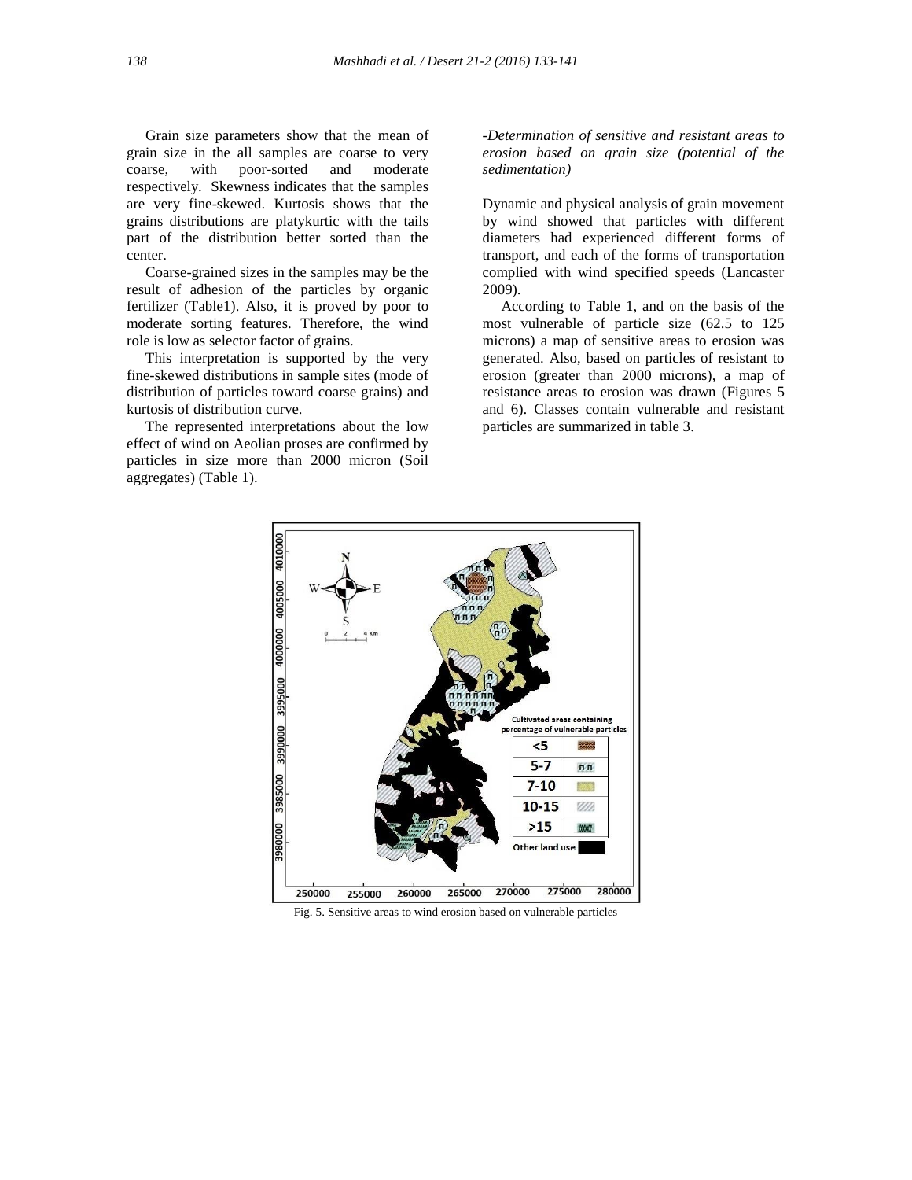Grain size parameters show that the mean of grain size in the all samples are coarse to very coarse, with poor-sorted and moderate respectively. Skewness indicates that the samples are very fine-skewed. Kurtosis shows that the grains distributions are platykurtic with the tails part of the distribution better sorted than the center.

Coarse-grained sizes in the samples may be the result of adhesion of the particles by organic fertilizer (Table1). Also, it is proved by poor to moderate sorting features. Therefore, the wind role is low as selector factor of grains.

This interpretation is supported by the very fine-skewed distributions in sample sites (mode of distribution of particles toward coarse grains) and kurtosis of distribution curve.

The represented interpretations about the low effect of wind on Aeolian proses are confirmed by particles in size more than 2000 micron (Soil aggregates) (Table 1).

*-Determination of sensitive and resistant areas to erosion based on grain size (potential of the sedimentation)*

Dynamic and physical analysis of grain movement by wind showed that particles with different diameters had experienced different forms of transport, and each of the forms of transportation complied with wind specified speeds (Lancaster 2009).

According to Table 1, and on the basis of the most vulnerable of particle size (62.5 to 125 microns) a map of sensitive areas to erosion was generated. Also, based on particles of resistant to erosion (greater than 2000 microns), a map of resistance areas to erosion was drawn (Figures 5 and 6). Classes contain vulnerable and resistant particles are summarized in table 3.

Fig. 5. Sensitive areas to wind erosion based on vulnerable particles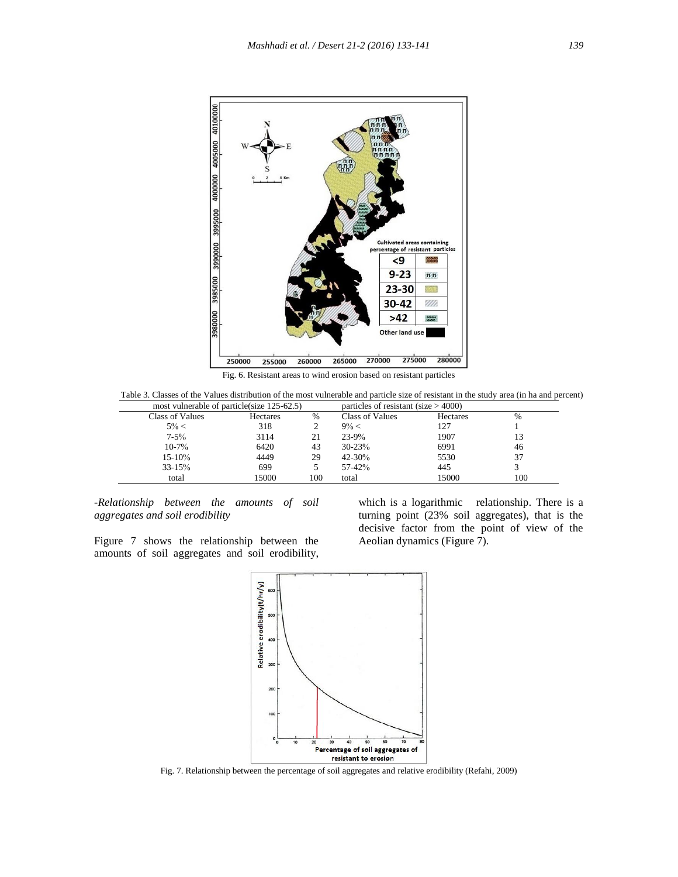Fig. 6. Resistant areas to wind erosion based on resistant particles

Table 3. Classes of the Values distribution of the most vulnerable and particle size of resistant in the study area (in ha and percent)

| most vulnerable of particle(size 125-62.5) | | | particles of resistant (size > 4000) | | |
|---|---|---|---|---|---|
| Class of Values | Hectares | % | Class of Values | Hectares | % |
| 5% < | 318 | 2 | 9% < | 127 | 1 |
| 7-5% | 3114 | 21 | 23-9% | 1907 | 13 |
| 10-7% | 6420 | 43 | 30-23% | 6991 | 46 |
| 15-10% | 4449 | 29 | 42-30% | 5530 | 37 |
| 33-15% | 699 | 5 | 57-42% | 445 | 3 |
| total | 15000 | 100 | total | 15000 | 100 |

*-Relationship between the amounts of soil aggregates and soil erodibility*

Figure 7 shows the relationship between the amounts of soil aggregates and soil erodibility, which is a logarithmic relationship. There is a turning point (23% soil aggregates), that is the decisive factor from the point of view of the Aeolian dynamics (Figure 7).

Fig. 7. Relationship between the percentage of soil aggregates and relative erodibility (Refahi, 2009)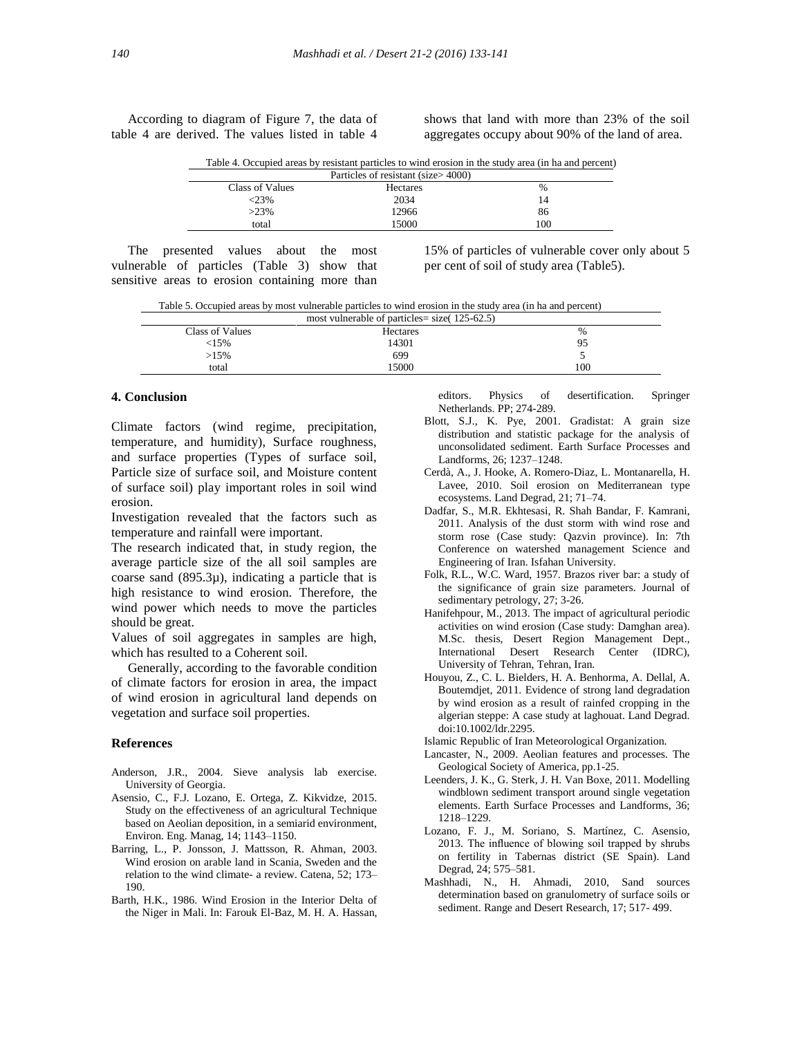According to diagram of Figure 7, the data of table 4 are derived. The values listed in table 4 shows that land with more than 23% of the soil aggregates occupy about 90% of the land of area.

Table 4. Occupied areas by resistant particles to wind erosion in the study area (in ha and percent)

| Particles of resistant (size> 4000) | | |
|---|---|---|
| Class of Values | Hectares | % |
| <23% | 2034 | 14 |
| >23% | 12966 | 86 |
| total | 15000 | 100 |

The presented values about the most vulnerable of particles (Table 3) show that sensitive areas to erosion containing more than 15% of particles of vulnerable cover only about 5 per cent of soil of study area (Table5).

Table 5. Occupied areas by most vulnerable particles to wind erosion in the study area (in ha and percent)

| most vulnerable of particles= size( 125-62.5) | | |
|---|---|---|
| Class of Values | Hectares | % |
| <15% | 14301 | 95 |
| >15% | 699 | 5 |
| total | 15000 | 100 |

## 4. Conclusion

Climate factors (wind regime, precipitation, temperature, and humidity), Surface roughness, and surface properties (Types of surface soil, Particle size of surface soil, and Moisture content of surface soil) play important roles in soil wind erosion.

Investigation revealed that the factors such as temperature and rainfall were important.

The research indicated that, in study region, the average particle size of the all soil samples are coarse sand (895.3µ), indicating a particle that is high resistance to wind erosion. Therefore, the wind power which needs to move the particles should be great.

Values of soil aggregates in samples are high, which has resulted to a Coherent soil.

Generally, according to the favorable condition of climate factors for erosion in area, the impact of wind erosion in agricultural land depends on vegetation and surface soil properties.

## References

Anderson, J.R., 2004. Sieve analysis lab exercise. University of Georgia.

Asensio, C., F.J. Lozano, E. Ortega, Z. Kikvidze, 2015. Study on the effectiveness of an agricultural Technique based on Aeolian deposition, in a semiarid environment, Environ. Eng. Manag, 14; 1143–1150.

Barring, L., P. Jonsson, J. Mattsson, R. Ahman, 2003. Wind erosion on arable land in Scania, Sweden and the relation to the wind climate- a review. Catena, 52; 173–190.

Barth, H.K., 1986. Wind Erosion in the Interior Delta of the Niger in Mali. In: Farouk El-Baz, M. H. A. Hassan, editors. Physics of desertification. Springer Netherlands. PP; 274-289.

Blott, S.J., K. Pye, 2001. Gradistat: A grain size distribution and statistic package for the analysis of unconsolidated sediment. Earth Surface Processes and Landforms, 26; 1237–1248.

Cerdà, A., J. Hooke, A. Romero-Diaz, L. Montanarella, H. Lavee, 2010. Soil erosion on Mediterranean type ecosystems. Land Degrad, 21; 71–74.

Dadfar, S., M.R. Ekhtesasi, R. Shah Bandar, F. Kamrani, 2011. Analysis of the dust storm with wind rose and storm rose (Case study: Qazvin province). In: 7th Conference on watershed management Science and Engineering of Iran. Isfahan University.

Folk, R.L., W.C. Ward, 1957. Brazos river bar: a study of the significance of grain size parameters. Journal of sedimentary petrology, 27; 3-26.

Hanifehpour, M., 2013. The impact of agricultural periodic activities on wind erosion (Case study: Damghan area). M.Sc. thesis, Desert Region Management Dept., International Desert Research Center (IDRC), University of Tehran, Tehran, Iran.

Houyou, Z., C. L. Bielders, H. A. Benhorma, A. Dellal, A. Boutemdjet, 2011. Evidence of strong land degradation by wind erosion as a result of rainfed cropping in the algerian steppe: A case study at laghouat. Land Degrad. doi:10.1002/ldr.2295.

Islamic Republic of Iran Meteorological Organization.

Lancaster, N., 2009. Aeolian features and processes. The Geological Society of America, pp.1-25.

Leenders, J. K., G. Sterk, J. H. Van Boxe, 2011. Modelling windblown sediment transport around single vegetation elements. Earth Surface Processes and Landforms, 36; 1218–1229.

Lozano, F. J., M. Soriano, S. Martínez, C. Asensio, 2013. The influence of blowing soil trapped by shrubs on fertility in Tabernas district (SE Spain). Land Degrad, 24; 575–581.

Mashhadi, N., H. Ahmadi, 2010, Sand sources determination based on granulometry of surface soils or sediment. Range and Desert Research, 17; 517- 499.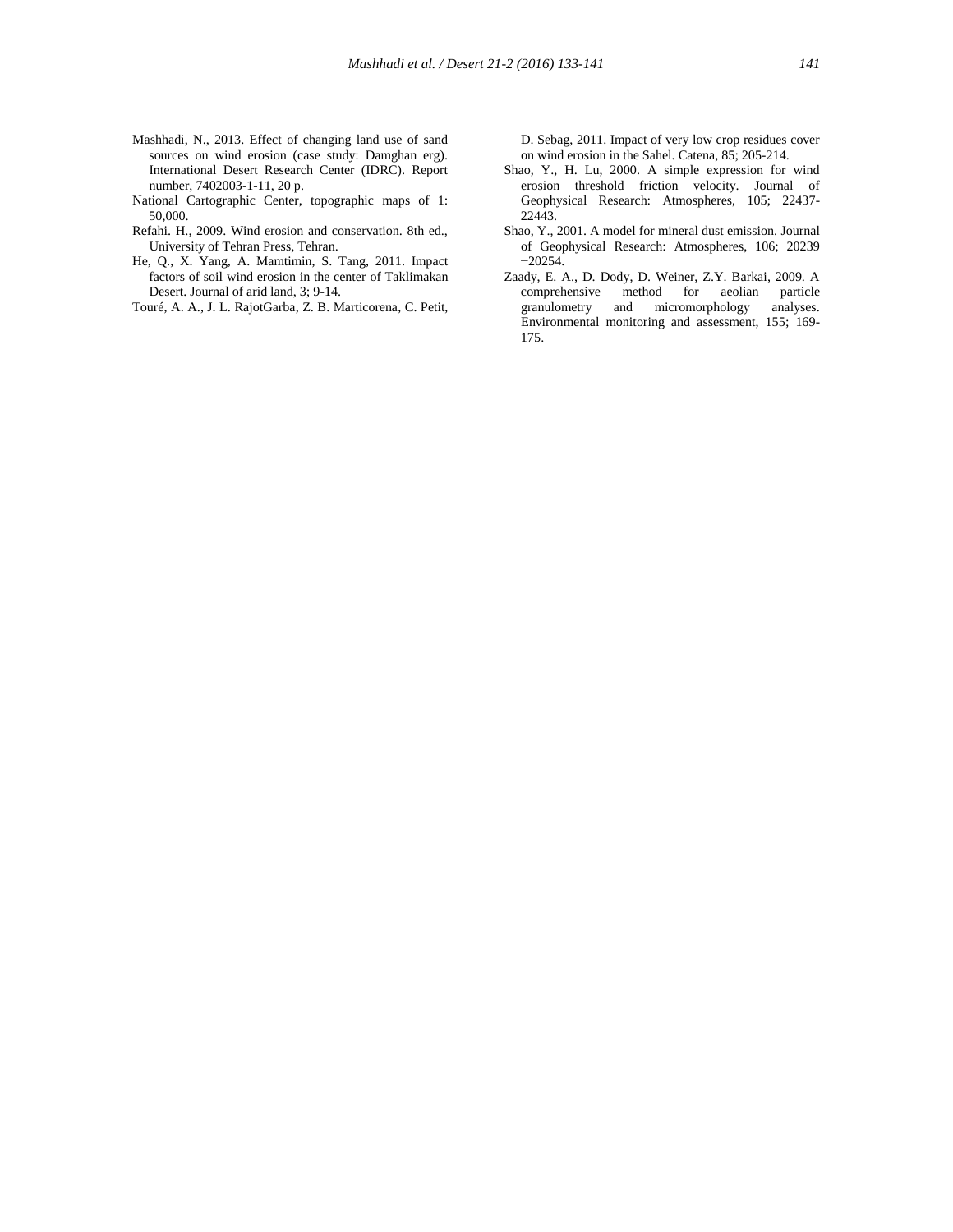Mashhadi, N., 2013. Effect of changing land use of sand sources on wind erosion (case study: Damghan erg). International Desert Research Center (IDRC). Report number, 7402003-1-11, 20 p.

National Cartographic Center, topographic maps of 1: 50,000.

Refahi. H., 2009. Wind erosion and conservation. 8th ed., University of Tehran Press, Tehran.

He, Q., X. Yang, A. Mamtimin, S. Tang, 2011. Impact factors of soil wind erosion in the center of Taklimakan Desert. Journal of arid land, 3; 9-14.

Touré, A. A., J. L. RajotGarba, Z. B. Marticorena, C. Petit, D. Sebag, 2011. Impact of very low crop residues cover on wind erosion in the Sahel. Catena, 85; 205-214.

Shao, Y., H. Lu, 2000. A simple expression for wind erosion threshold friction velocity. Journal of Geophysical Research: Atmospheres, 105; 22437-22443.

Shao, Y., 2001. A model for mineral dust emission. Journal of Geophysical Research: Atmospheres, 106; 20239 −20254.

Zaady, E. A., D. Dody, D. Weiner, Z.Y. Barkai, 2009. A comprehensive method for aeolian particle granulometry and micromorphology analyses. Environmental monitoring and assessment, 155; 169-175.